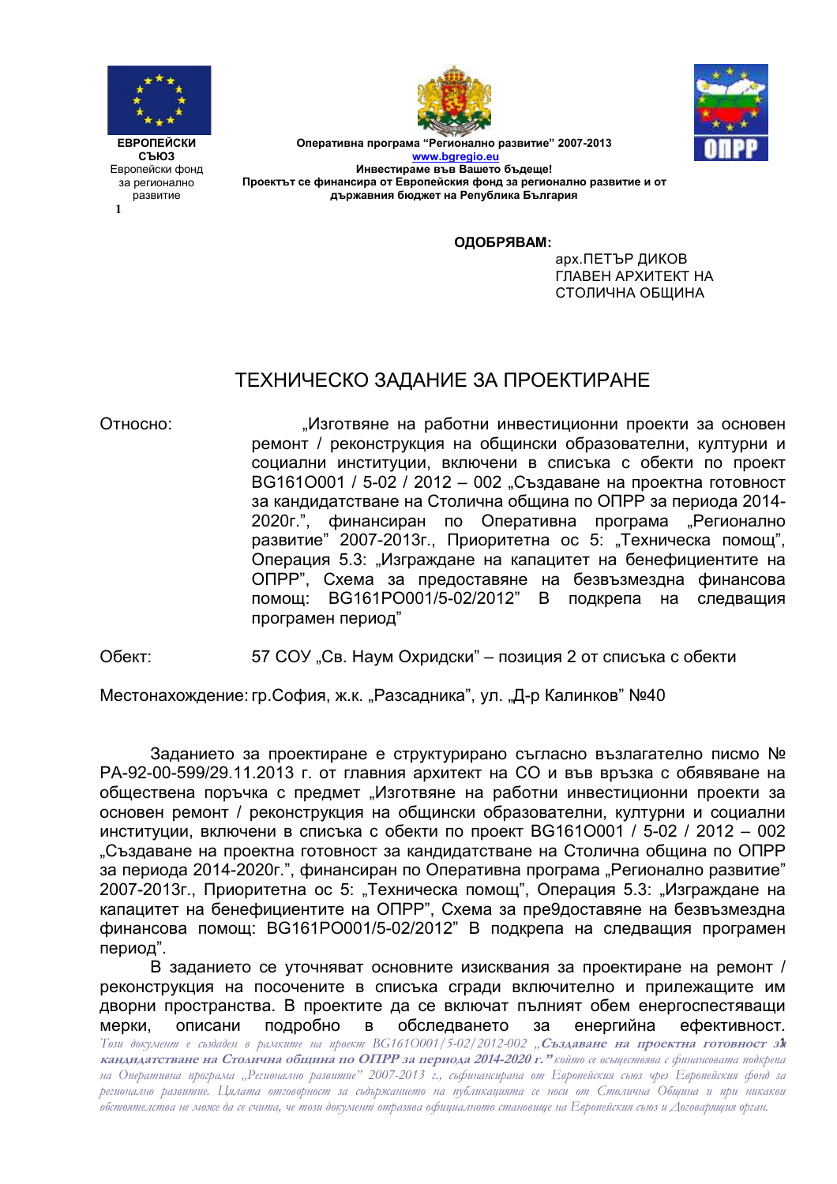**ЕВРОПЕЙСКИ СЪЮЗ**
Европейски фонд за регионално развитие

**Оперативна програма "Регионално развитие" 2007-2013**
**www.bgregio.eu**
**Инвестираме във Вашето бъдеще!**
**Проектът се финансира от Европейския фонд за регионално развитие и от държавния бюджет на Република България**

**ОДОБРЯВАМ:**

арх.ПЕТЪР ДИКОВ
ГЛАВЕН АРХИТЕКТ НА
СТОЛИЧНА ОБЩИНА

# ТЕХНИЧЕСКО ЗАДАНИЕ ЗА ПРОЕКТИРАНЕ

Относно: „Изготвяне на работни инвестиционни проекти за основен ремонт / реконструкция на общински образователни, културни и социални институции, включени в списъка с обекти по проект BG161O001 / 5-02 / 2012 – 002 „Създаване на проектна готовност за кандидатстване на Столична община по ОПРР за периода 2014-2020г.", финансиран по Оперативна програма „Регионално развитие" 2007-2013г., Приоритетна ос 5: „Техническа помощ", Операция 5.3: „Изграждане на капацитет на бенефициентите на ОПРР", Схема за предоставяне на безвъзмездна финансова помощ: BG161PO001/5-02/2012" В подкрепа на следващия програмен период"

Обект: 57 СОУ „Св. Наум Охридски" – позиция 2 от списъка с обекти

Местонахождение: гр.София, ж.к. „Разсадника", ул. „Д-р Калинков" №40

Заданието за проектиране е структурирано съгласно възлагателно писмо № РА-92-00-599/29.11.2013 г. от главния архитект на СО и във връзка с обявяване на обществена поръчка с предмет „Изготвяне на работни инвестиционни проекти за основен ремонт / реконструкция на общински образователни, културни и социални институции, включени в списъка с обекти по проект BG161O001 / 5-02 / 2012 – 002 „Създаване на проектна готовност за кандидатстване на Столична община по ОПРР за периода 2014-2020г.", финансиран по Оперативна програма „Регионално развитие" 2007-2013г., Приоритетна ос 5: „Техническа помощ", Операция 5.3: „Изграждане на капацитет на бенефициентите на ОПРР", Схема за пре9доставяне на безвъзмездна финансова помощ: BG161PO001/5-02/2012" В подкрепа на следващия програмен период".

В заданието се уточняват основните изисквания за проектиране на ремонт / реконструкция на посочените в списъка сгради включително и прилежащите им дворни пространства. В проектите да се включат пълният обем енергоспестяващи мерки, описани подробно в обследването за енергийна ефективност.

*Този документ е създаден в рамките на проект BG161O001/5-02/2012-002* ***„Създаване на проектна готовност за кандидатстване на Столична община по ОПРР за периода 2014-2020 г."*** *който се осъществява с финансовата подкрепа на Оперативна програма „Регионално развитие" 2007-2013 г., съфинансирана от Европейския съюз чрез Европейския фонд за регионално развитие. Цялата отговорност за съдържанието на публикацията се носи от Столична Община и при никакви обстоятелства не може да се счита, че този документ отразява официалното становище на Европейския съюз и Договарящия орган.*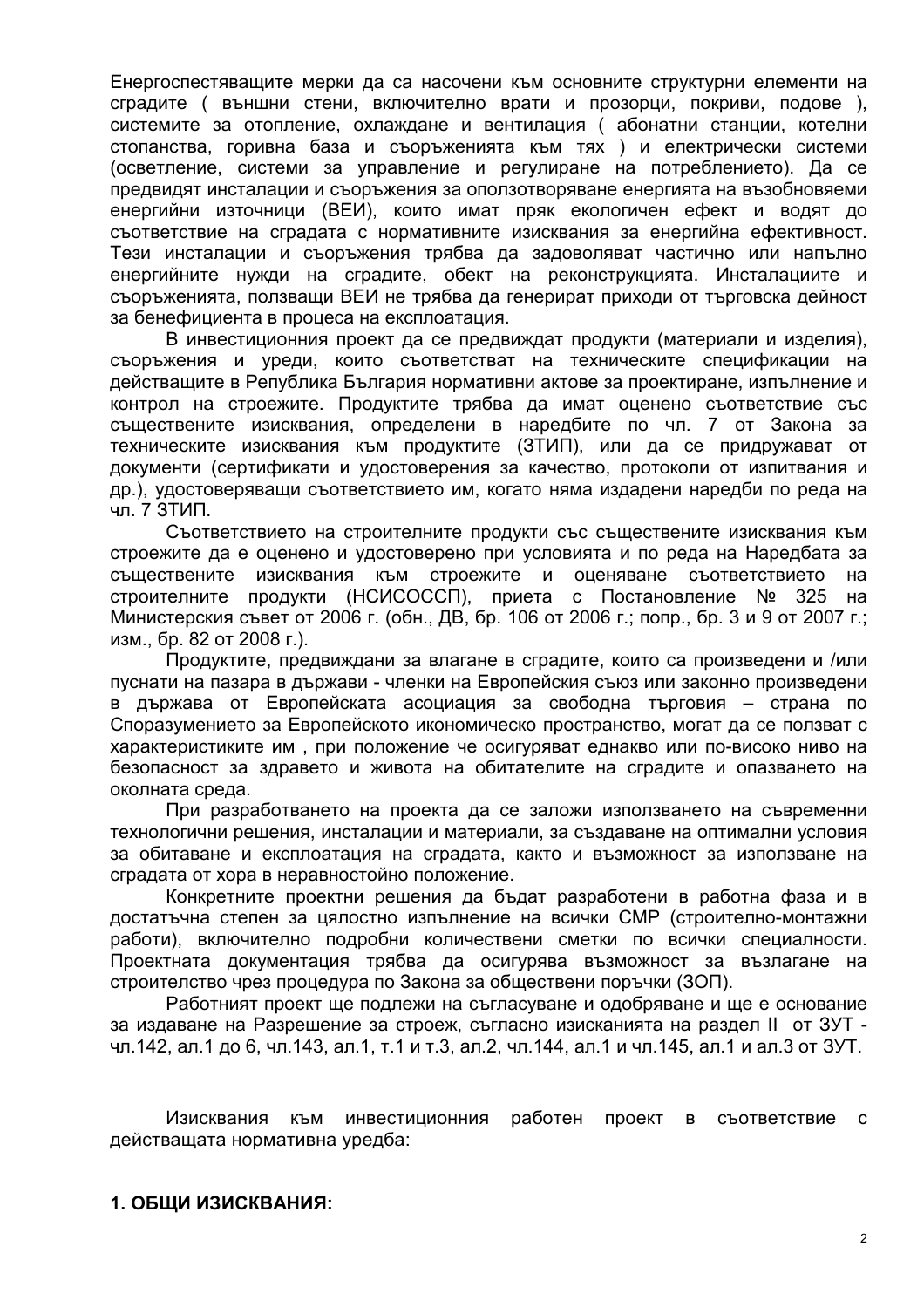Енергоспестяващите мерки да са насочени към основните структурни елементи на сградите ( външни стени, включително врати и прозорци, покриви, подове ), системите за отопление, охлаждане и вентилация ( абонатни станции, котелни стопанства, горивна база и съоръженията към тях ) и електрически системи (осветление, системи за управление и регулиране на потреблението). Да се предвидят инсталации и съоръжения за оползотворяване енергията на възобновяеми енергийни източници (ВЕИ), които имат пряк екологичен ефект и водят до съответствие на сградата с нормативните изисквания за енергийна ефективност. Тези инсталации и съоръжения трябва да задоволяват частично или напълно енергийните нужди на сградите, обект на реконструкцията. Инсталациите и съоръженията, ползващи ВЕИ не трябва да генерират приходи от търговска дейност за бенефициента в процеса на експлоатация.

В инвестиционния проект да се предвиждат продукти (материали и изделия), съоръжения и уреди, които съответстват на техническите спецификации на действащите в Република България нормативни актове за проектиране, изпълнение и контрол на строежите. Продуктите трябва да имат оценено съответствие със съществените изисквания, определени в наредбите по чл. 7 от Закона за техническите изисквания към продуктите (ЗТИП), или да се придружават от документи (сертификати и удостоверения за качество, протоколи от изпитвания и др.), удостоверяващи съответствието им, когато няма издадени наредби по реда на чл. 7 ЗТИП.

Съответствието на строителните продукти със съществените изисквания към строежите да е оценено и удостоверено при условията и по реда на Наредбата за съществените изисквания към строежите и оценяване съответствието на строителните продукти (НСИСОССП), приета с Постановление № 325 на Министерския съвет от 2006 г. (обн., ДВ, бр. 106 от 2006 г.; попр., бр. 3 и 9 от 2007 г.; изм., бр. 82 от 2008 г.).

Продуктите, предвиждани за влагане в сградите, които са произведени и /или пуснати на пазара в държави - членки на Европейския съюз или законно произведени в държава от Европейската асоциация за свободна търговия – страна по Споразумението за Европейското икономическо пространство, могат да се ползват с характеристиките им , при положение че осигуряват еднакво или по-високо ниво на безопасност за здравето и живота на обитателите на сградите и опазването на околната среда.

При разработването на проекта да се заложи използването на съвременни технологични решения, инсталации и материали, за създаване на оптимални условия за обитаване и експлоатация на сградата, както и възможност за използване на сградата от хора в неравностойно положение.

Конкретните проектни решения да бъдат разработени в работна фаза и в достатъчна степен за цялостно изпълнение на всички СМР (строително-монтажни работи), включително подробни количествени сметки по всички специалности. Проектната документация трябва да осигурява възможност за възлагане на строителство чрез процедура по Закона за обществени поръчки (ЗОП).

Работният проект ще подлежи на съгласуване и одобряване и ще е основание за издаване на Разрешение за строеж, съгласно изисканията на раздел II от ЗУТ - чл.142, ал.1 до 6, чл.143, ал.1, т.1 и т.3, ал.2, чл.144, ал.1 и чл.145, ал.1 и ал.3 от ЗУТ.

Изисквания към инвестиционния работен проект в съответствие с действащата нормативна уредба:

**1. ОБЩИ ИЗИСКВАНИЯ:**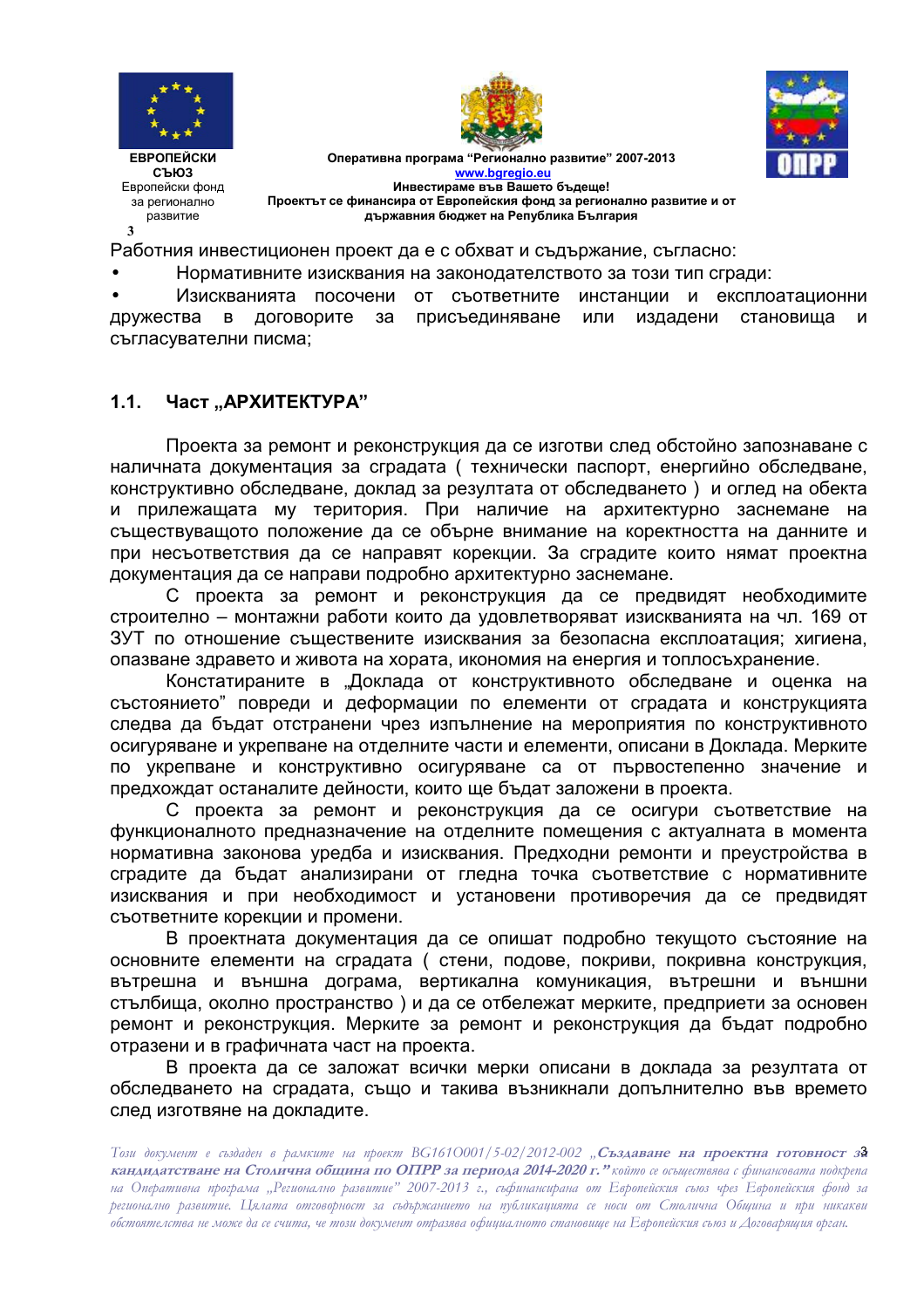Работния инвестиционен проект да е с обхват и съдържание, съгласно:

- Нормативните изисквания на законодателството за този тип сгради:
- Изискванията посочени от съответните инстанции и експлоатационни дружества в договорите за присъединяване или издадени становища и съгласувателни писма;

## 1.1. Част „АРХИТЕКТУРА"

Проекта за ремонт и реконструкция да се изготви след обстойно запознаване с наличната документация за сградата ( технически паспорт, енергийно обследване, конструктивно обследване, доклад за резултата от обследването ) и оглед на обекта и прилежащата му територия. При наличие на архитектурно заснемане на съществуващото положение да се обърне внимание на коректността на данните и при несъответствия да се направят корекции. За сградите които нямат проектна документация да се направи подробно архитектурно заснемане.

С проекта за ремонт и реконструкция да се предвидят необходимите строително – монтажни работи които да удовлетворяват изискванията на чл. 169 от ЗУТ по отношение съществените изисквания за безопасна експлоатация; хигиена, опазване здравето и живота на хората, икономия на енергия и топлосъхранение.

Констатираните в „Доклада от конструктивното обследване и оценка на състоянието" повреди и деформации по елементи от сградата и конструкцията следва да бъдат отстранени чрез изпълнение на мероприятия по конструктивното осигуряване и укрепване на отделните части и елементи, описани в Доклада. Мерките по укрепване и конструктивно осигуряване са от първостепенно значение и предхождат останалите дейности, които ще бъдат заложени в проекта.

С проекта за ремонт и реконструкция да се осигури съответствие на функционалното предназначение на отделните помещения с актуалната в момента нормативна законова уредба и изисквания. Предходни ремонти и преустройства в сградите да бъдат анализирани от гледна точка съответствие с нормативните изисквания и при необходимост и установени противоречия да се предвидят съответните корекции и промени.

В проектната документация да се опишат подробно текущото състояние на основните елементи на сградата ( стени, подове, покриви, покривна конструкция, вътрешна и външна дограма, вертикална комуникация, вътрешни и външни стълбища, околно пространство ) и да се отбележат мерките, предприети за основен ремонт и реконструкция. Мерките за ремонт и реконструкция да бъдат подробно отразени и в графичната част на проекта.

В проекта да се заложат всички мерки описани в доклада за резултата от обследването на сградата, също и такива възникнали допълнително във времето след изготвяне на докладите.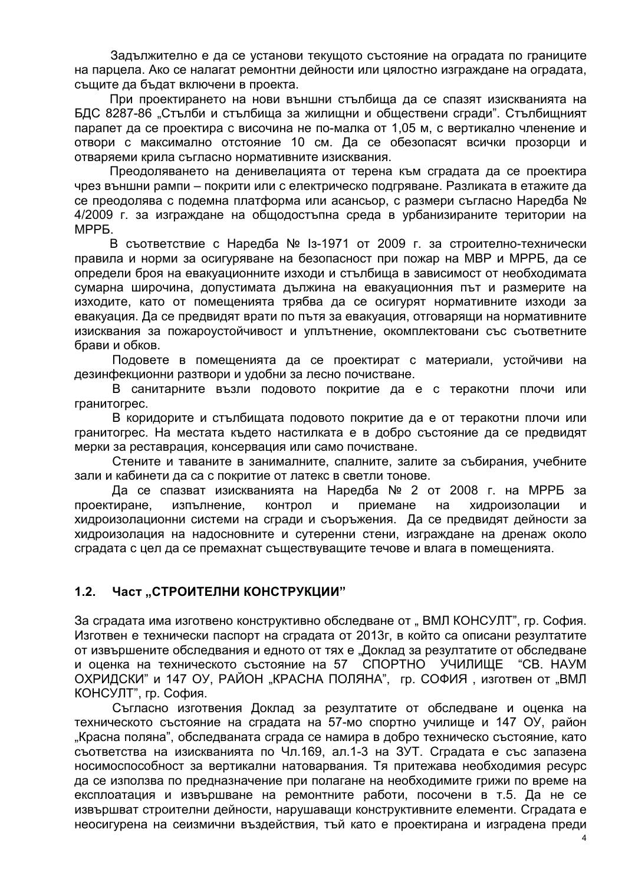Задължително е да се установи текущото състояние на оградата по границите на парцела. Ако се налагат ремонтни дейности или цялостно изграждане на оградата, същите да бъдат включени в проекта.

При проектирането на нови външни стълбища да се спазят изискванията на БДС 8287-86 „Стълби и стълбища за жилищни и обществени сгради". Стълбищният парапет да се проектира с височина не по-малка от 1,05 м, с вертикално членение и отвори с максимално отстояние 10 см. Да се обезопасят всички прозорци и отваряеми крила съгласно нормативните изисквания.

Преодоляването на денивелацията от терена към сградата да се проектира чрез външни рампи – покрити или с електрическо подгряване. Разликата в етажите да се преодолява с подемна платформа или асансьор, с размери съгласно Наредба № 4/2009 г. за изграждане на общодостъпна среда в урбанизираните територии на МРРБ.

В съответствие с Наредба № Із-1971 от 2009 г. за строително-технически правила и норми за осигуряване на безопасност при пожар на МВР и МРРБ, да се определи броя на евакуационните изходи и стълбища в зависимост от необходимата сумарна широчина, допустимата дължина на евакуационния път и размерите на изходите, като от помещенията трябва да се осигурят нормативните изходи за евакуация. Да се предвидят врати по пътя за евакуация, отговарящи на нормативните изисквания за пожароустойчивост и уплътнение, окомплектовани със съответните брави и обков.

Подовете в помещенията да се проектират с материали, устойчиви на дезинфекционни разтвори и удобни за лесно почистване.

В санитарните възли подовото покритие да е с теракотни плочи или гранитогрес.

В коридорите и стълбищата подовото покритие да е от теракотни плочи или гранитогрес. На местата където настилката е в добро състояние да се предвидят мерки за реставрация, консервация или само почистване.

Стените и таваните в занималните, спалните, залите за събирания, учебните зали и кабинети да са с покритие от латекс в светли тонове.

Да се спазват изискванията на Наредба № 2 от 2008 г. на МРРБ за проектиране, изпълнение, контрол и приемане на хидроизолации и хидроизолационни системи на сгради и съоръжения. Да се предвидят дейности за хидроизолация на надосновните и сутеренни стени, изграждане на дренаж около сградата с цел да се премахнат съществуващите течове и влага в помещенията.

### 1.2. Част „СТРОИТЕЛНИ КОНСТРУКЦИИ"

За сградата има изготвено конструктивно обследване от „ ВМЛ КОНСУЛТ", гр. София. Изготвен е технически паспорт на сградата от 2013г, в който са описани резултатите от извършените обследвания и едното от тях е „Доклад за резултатите от обследване и оценка на техническото състояние на 57 СПОРТНО УЧИЛИЩЕ "СВ. НАУМ ОХРИДСКИ" и 147 ОУ, РАЙОН „КРАСНА ПОЛЯНА", гр. СОФИЯ , изготвен от „ВМЛ КОНСУЛТ", гр. София.

Съгласно изготвения Доклад за резултатите от обследване и оценка на техническото състояние на сградата на 57-мо спортно училище и 147 ОУ, район „Красна поляна", обследваната сграда се намира в добро техническо състояние, като съответства на изискванията по Чл.169, ал.1-3 на ЗУТ. Сградата е със запазена носимоспособност за вертикални натоварвания. Тя притежава необходимия ресурс да се използва по предназначение при полагане на необходимите грижи по време на експлоатация и извършване на ремонтните работи, посочени в т.5. Да не се извършват строителни дейности, нарушаващи конструктивните елементи. Сградата е неосигурена на сеизмични въздействия, тъй като е проектирана и изградена преди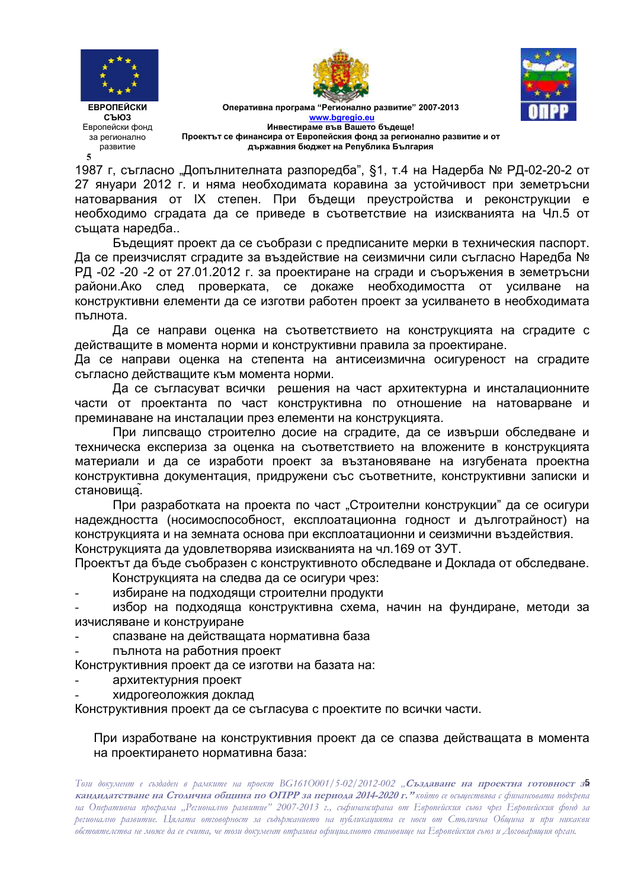1987 г, съгласно „Допълнителната разпоредба", §1, т.4 на Надерба № РД-02-20-2 от 27 януари 2012 г. и няма необходимата коравина за устойчивост при земетръсни натоварвания от IX степен. При бъдещи преустройства и реконструкции е необходимо сградата да се приведе в съответствие на изискванията на Чл.5 от същата наредба..

Бъдещият проект да се съобрази с предписаните мерки в техническия паспорт. Да се преизчислят сградите за въздействие на сеизмични сили съгласно Наредба № РД -02 -20 -2 от 27.01.2012 г. за проектиране на сгради и съоръжения в земетръсни райони.Ако след проверката, се докаже необходимостта от усилване на конструктивни елементи да се изготви работен проект за усилването в необходимата пълнота.

Да се направи оценка на съответствието на конструкцията на сградите с действащите в момента норми и конструктивни правила за проектиране.

Да се направи оценка на степента на антисеизмична осигуреност на сградите съгласно действащите към момента норми.

Да се съгласуват всички решения на част архитектурна и инсталационните части от проектанта по част конструктивна по отношение на натоварване и преминаване на инсталации през елементи на конструкцията.

При липсващо строително досие на сградите, да се извърши обследване и техническа експериза за оценка на съответствието на вложените в конструкцията материали и да се изработи проект за възтановяване на изгубената проектна конструктивна документация, придружени със съответните, конструктивни записки и становища.

При разработката на проекта по част „Строителни конструкции" да се осигури надеждността (носимоспособност, експлоатационна годност и дълготрайност) на конструкцията и на земната основа при експлоатационни и сеизмични въздействия.

Конструкцията да удовлетворява изискванията на чл.169 от ЗУТ.

Проектът да бъде съобразен с конструктивното обследване и Доклада от обследване.

Конструкцията на следва да се осигури чрез:

- избиране на подходящи строителни продукти
- избор на подходяща конструктивна схема, начин на фундиране, методи за изчисляване и конструиране
- спазване на действащата нормативна база
- пълнота на работния проект

Конструктивния проект да се изготви на базата на:

- архитектурния проект
- хидрогеоложкия доклад

Конструктивния проект да се съгласува с проектите по всички части.

При изработване на конструктивния проект да се спазва действащата в момента на проектирането нормативна база: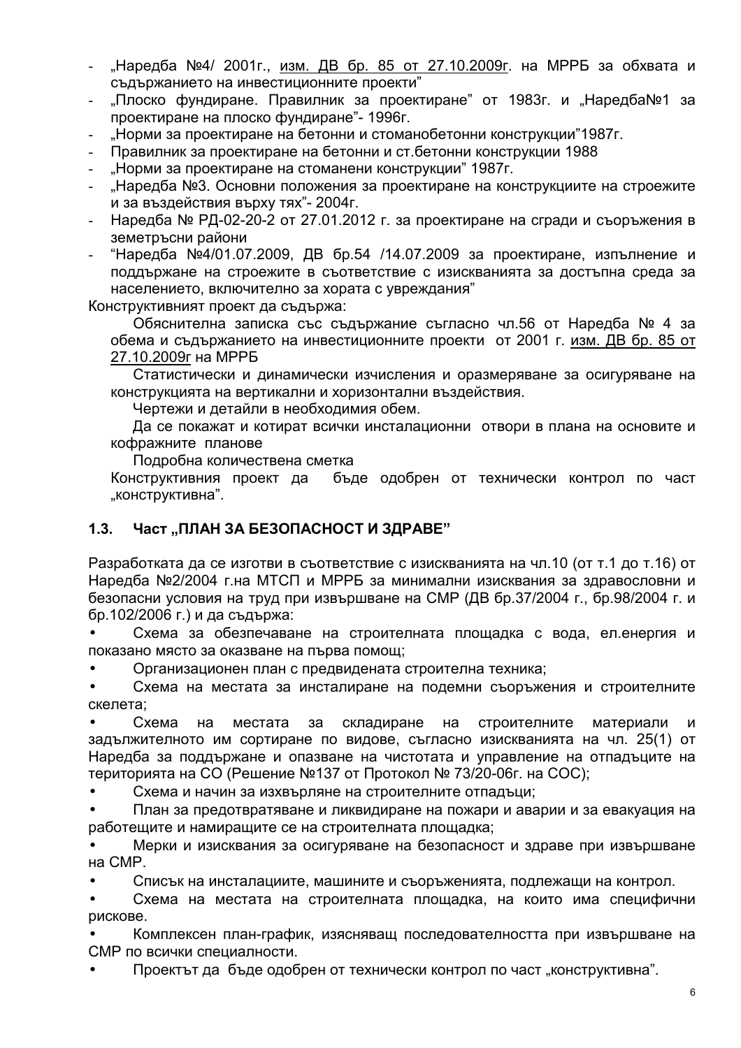- „Наредба №4/ 2001г., изм. ДВ бр. 85 от 27.10.2009г. на МРРБ за обхвата и съдържанието на инвестиционните проекти"
- „Плоско фундиране. Правилник за проектиране" от 1983г. и „Наредба№1 за проектиране на плоско фундиране"- 1996г.
- „Норми за проектиране на бетонни и стоманобетонни конструкции"1987г.
- Правилник за проектиране на бетонни и ст.бетонни конструкции 1988
- „Норми за проектиране на стоманени конструкции" 1987г.
- „Наредба №3. Основни положения за проектиране на конструкциите на строежите и за въздействия върху тях"- 2004г.
- Наредба № РД-02-20-2 от 27.01.2012 г. за проектиране на сгради и съоръжения в земетръсни райони
- "Наредба №4/01.07.2009, ДВ бр.54 /14.07.2009 за проектиране, изпълнение и поддържане на строежите в съответствие с изискванията за достъпна среда за населението, включително за хората с увреждания"

Конструктивният проект да съдържа:

Обяснителна записка със съдържание съгласно чл.56 от Наредба № 4 за обема и съдържанието на инвестиционните проекти от 2001 г. изм. ДВ бр. 85 от 27.10.2009г на МРРБ

Статистически и динамически изчисления и оразмеряване за осигуряване на конструкцията на вертикални и хоризонтални въздействия.

Чертежи и детайли в необходимия обем.

Да се покажат и котират всички инсталационни отвори в плана на основите и кофражните планове

Подробна количествена сметка

Конструктивния проект да бъде одобрен от технически контрол по част „конструктивна".

### 1.3. Част „ПЛАН ЗА БЕЗОПАСНОСТ И ЗДРАВЕ"

Разработката да се изготви в съответствие с изискванията на чл.10 (от т.1 до т.16) от Наредба №2/2004 г.на МТСП и МРРБ за минимални изисквания за здравословни и безопасни условия на труд при извършване на СМР (ДВ бр.37/2004 г., бр.98/2004 г. и бр.102/2006 г.) и да съдържа:

- Схема за обезпечаване на строителната площадка с вода, ел.енергия и показано място за оказване на първа помощ;
- Организационен план с предвидената строителна техника;
- Схема на местата за инсталиране на подемни съоръжения и строителните скелета;
- Схема на местата за складиране на строителните материали и задължителното им сортиране по видове, съгласно изискванията на чл. 25(1) от Наредба за поддържане и опазване на чистотата и управление на отпадъците на територията на СО (Решение №137 от Протокол № 73/20-06г. на СОС);
- Схема и начин за изхвърляне на строителните отпадъци;
- План за предотвратяване и ликвидиране на пожари и аварии и за евакуация на работещите и намиращите се на строителната площадка;
- Мерки и изисквания за осигуряване на безопасност и здраве при извършване на СМР.
- Списък на инсталациите, машините и съоръженията, подлежащи на контрол.
- Схема на местата на строителната площадка, на които има специфични рискове.
- Комплексен план-график, изясняващ последователността при извършване на СМР по всички специалности.
- Проектът да бъде одобрен от технически контрол по част „конструктивна".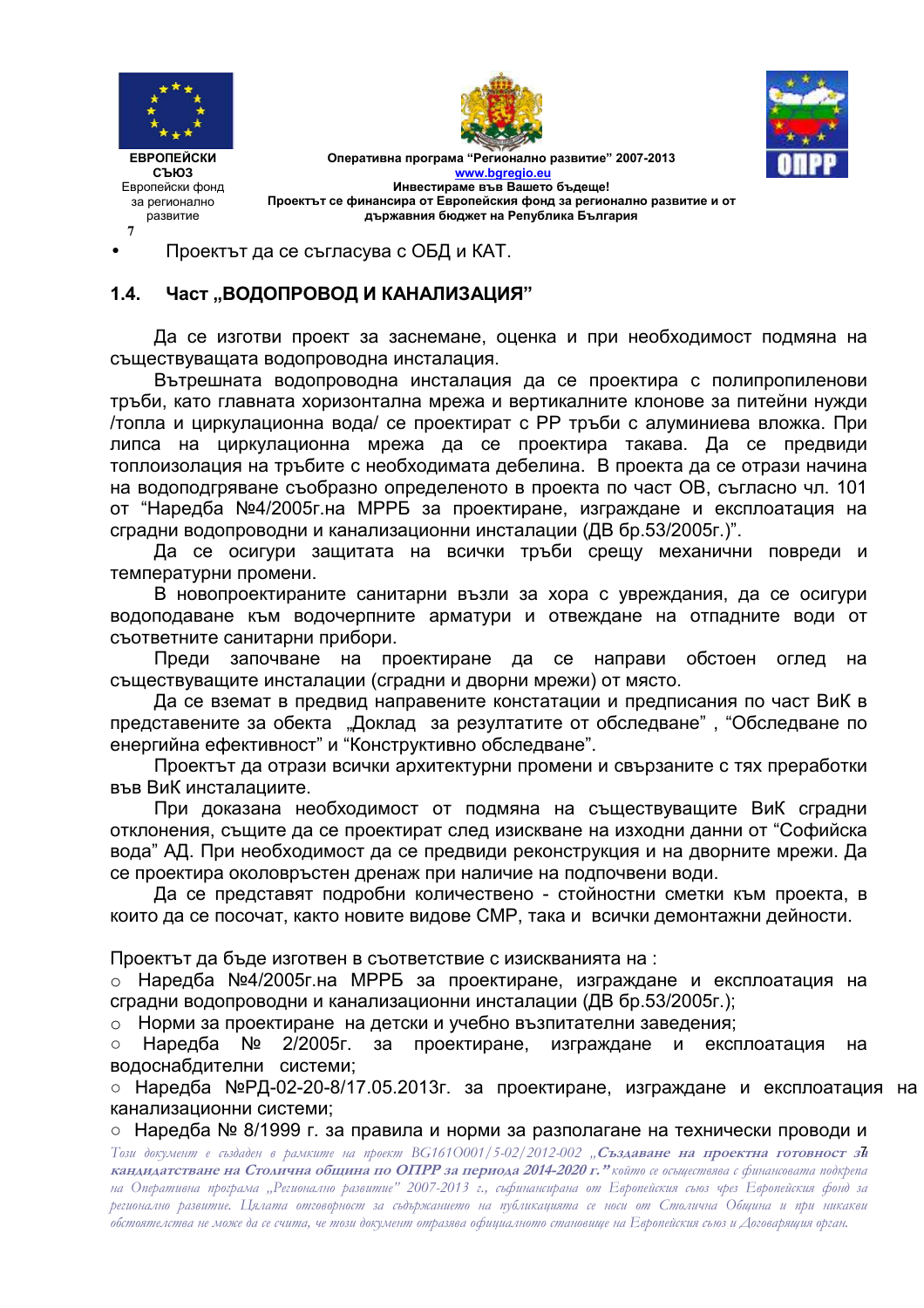- Проектът да се съгласува с ОБД и КАТ.

### 1.4. Част „ВОДОПРОВОД И КАНАЛИЗАЦИЯ"

Да се изготви проект за заснемане, оценка и при необходимост подмяна на съществуващата водопроводна инсталация.

Вътрешната водопроводна инсталация да се проектира с полипропиленови тръби, като главната хоризонтална мрежа и вертикалните клонове за питейни нужди /топла и циркулационна вода/ се проектират с PP тръби с алуминиева вложка. При липса на циркулационна мрежа да се проектира такава. Да се предвиди топлоизолация на тръбите с необходимата дебелина. В проекта да се отрази начина на водоподгряване съобразно определеното в проекта по част ОВ, съгласно чл. 101 от "Наредба №4/2005г.на МРРБ за проектиране, изграждане и експлоатация на сградни водопроводни и канализационни инсталации (ДВ бр.53/2005г.)".

Да се осигури защитата на всички тръби срещу механични повреди и температурни промени.

В новопроектираните санитарни възли за хора с увреждания, да се осигури водоподаване към водочерпните арматури и отвеждане на отпадните води от съответните санитарни прибори.

Преди започване на проектиране да се направи обстоен оглед на съществуващите инсталации (сградни и дворни мрежи) от място.

Да се вземат в предвид направените констатации и предписания по част ВиК в представените за обекта „Доклад за резултатите от обследване" , "Обследване по енергийна ефективност" и "Конструктивно обследване".

Проектът да отрази всички архитектурни промени и свързаните с тях преработки във ВиК инсталациите.

При доказана необходимост от подмяна на съществуващите ВиК сградни отклонения, същите да се проектират след изискване на изходни данни от "Софийска вода" АД. При необходимост да се предвиди реконструкция и на дворните мрежи. Да се проектира околовръстен дренаж при наличие на подпочвени води.

Да се представят подробни количествено - стойностни сметки към проекта, в които да се посочат, както новите видове СМР, така и всички демонтажни дейности.

Проектът да бъде изготвен в съответствие с изискванията на :

- Наредба №4/2005г.на МРРБ за проектиране, изграждане и експлоатация на сградни водопроводни и канализационни инсталации (ДВ бр.53/2005г.);
- Норми за проектиране на детски и учебно възпитателни заведения;
- Наредба № 2/2005г. за проектиране, изграждане и експлоатация на водоснабдителни системи;
- Наредба №РД-02-20-8/17.05.2013г. за проектиране, изграждане и експлоатация на канализационни системи;
- Наредба № 8/1999 г. за правила и норми за разполагане на технически проводи и

*Този документ е създаден в рамките на проект BG161O001/5-02/2012-002 **„Създаване на проектна готовност за кандидатстване на Столична община по ОПРР за периода 2014-2020 г."** който се осъществява с финансовата подкрепа на Оперативна програма „Регионално развитие" 2007-2013 г., съфинансирана от Европейския съюз чрез Европейския фонд за регионално развитие. Цялата отговорност за съдържанието на публикацията се носи от Столична Община и при никакви обстоятелства не може да се счита, че този документ отразява официалното становище на Европейския съюз и Договарящия орган.*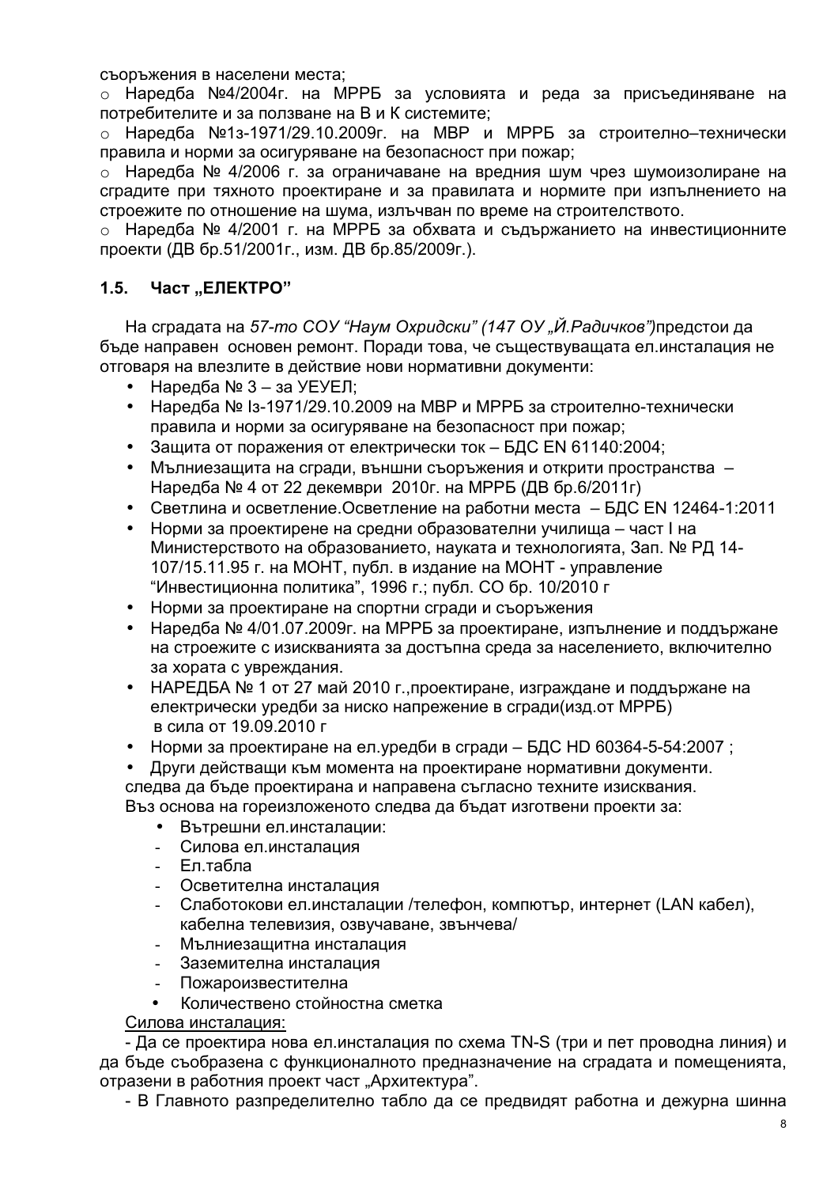съоръжения в населени места;

- Наредба №4/2004г. на МРРБ за условията и реда за присъединяване на потребителите и за ползване на В и К системите;
- Наредба №1з-1971/29.10.2009г. на МВР и МРРБ за строително–технически правила и норми за осигуряване на безопасност при пожар;
- Наредба № 4/2006 г. за ограничаване на вредния шум чрез шумоизолиране на сградите при тяхното проектиране и за правилата и нормите при изпълнението на строежите по отношение на шума, излъчван по време на строителството.
- Наредба № 4/2001 г. на МРРБ за обхвата и съдържанието на инвестиционните проекти (ДВ бр.51/2001г., изм. ДВ бр.85/2009г.).

## 1.5. Част „ЕЛЕКТРО"

На сградата на *57-то СОУ "Наум Охридски" (147 ОУ „Й.Радичков")*предстои да бъде направен основен ремонт. Поради това, че съществуващата ел.инсталация не отговаря на влезлите в действие нови нормативни документи:

- Наредба № 3 – за УЕУЕЛ;
- Наредба № Iз-1971/29.10.2009 на МВР и МРРБ за строително-технически правила и норми за осигуряване на безопасност при пожар;
- Защита от поражения от електрически ток – БДС EN 61140:2004;
- Мълниезащита на сгради, външни съоръжения и открити пространства – Наредба № 4 от 22 декември 2010г. на МРРБ (ДВ бр.6/2011г)
- Светлина и осветление.Осветление на работни места – БДС EN 12464-1:2011
- Норми за проектирене на средни образователни училища – част I на Министерството на образованието, науката и технологията, Зап. № РД 14-107/15.11.95 г. на МОНТ, публ. в издание на МОНТ - управление "Инвестиционна политика", 1996 г.; публ. СО бр. 10/2010 г
- Норми за проектиране на спортни сгради и съоръжения
- Наредба № 4/01.07.2009г. на МРРБ за проектиране, изпълнение и поддържане на строежите с изискванията за достъпна среда за населението, включително за хората с увреждания.
- НАРЕДБА № 1 от 27 май 2010 г.,проектиране, изграждане и поддържане на електрически уредби за ниско напрежение в сгради(изд.от МРРБ) в сила от 19.09.2010 г
- Норми за проектиране на ел.уредби в сгради – БДС HD 60364-5-54:2007 ;
- Други действащи към момента на проектиране нормативни документи.

следва да бъде проектирана и направена съгласно техните изисквания.

Въз основа на гореизложеното следва да бъдат изготвени проекти за:

- Вътрешни ел.инсталации:
  - Силова ел.инсталация
  - Ел.табла
  - Осветителна инсталация
  - Слаботокови ел.инсталации /телефон, компютър, интернет (LAN кабел), кабелна телевизия, озвучаване, звънчева/
  - Мълниезащитна инсталация
  - Заземителна инсталация
  - Пожароизвестителна
- Количествено стойностна сметка

Силова инсталация:

- Да се проектира нова ел.инсталация по схема TN-S (три и пет проводна линия) и да бъде съобразена с функционалното предназначение на сградата и помещенията, отразени в работния проект част „Архитектура".

- В Главното разпределително табло да се предвидят работна и дежурна шинна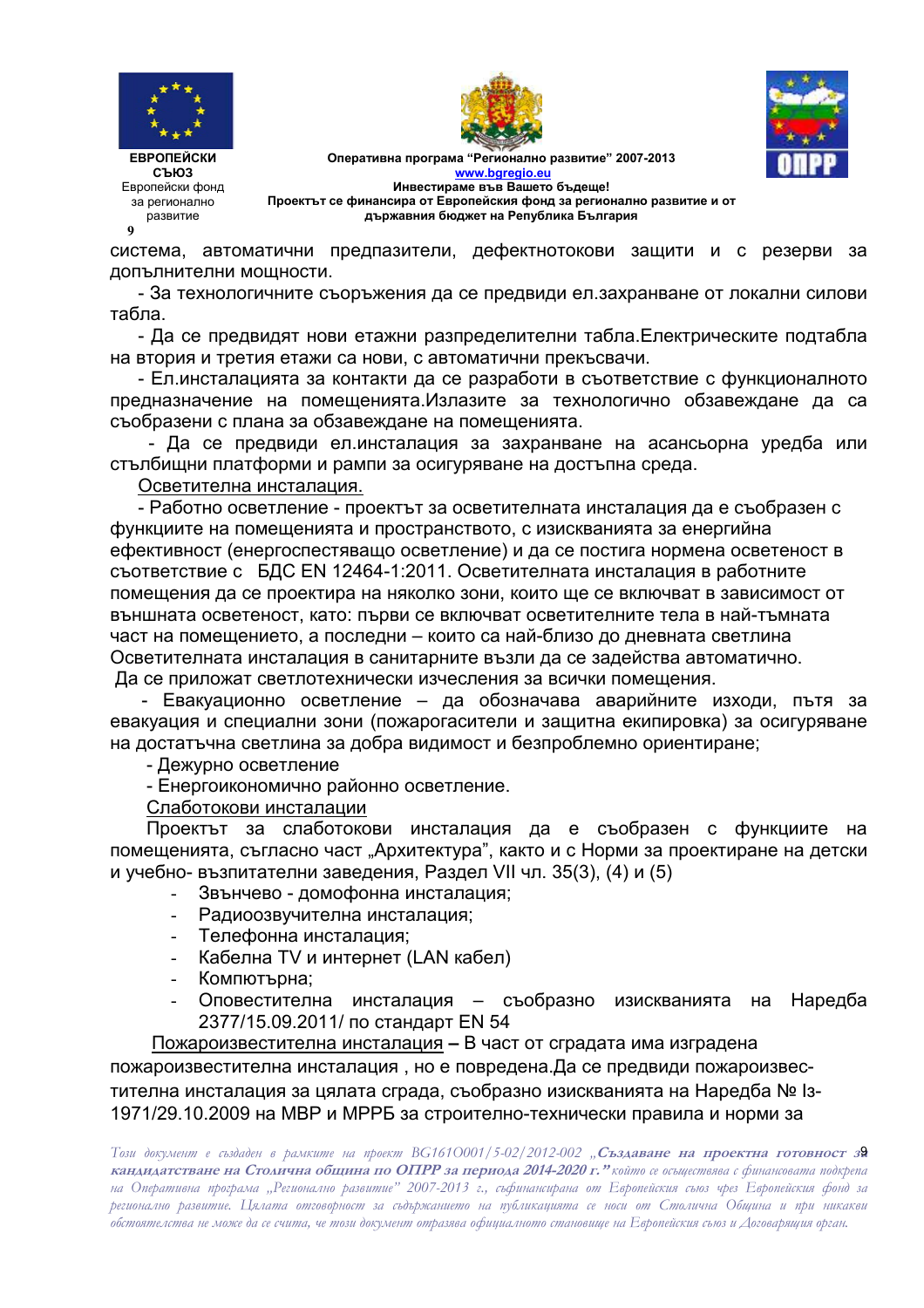система, автоматични предпазители, дефектнотокови защити и с резерви за допълнителни мощности.

- За технологичните съоръжения да се предвиди ел.захранване от локални силови табла.

- Да се предвидят нови етажни разпределителни табла.Електрическите подтабла на втория и третия етажи са нови, с автоматични прекъсвачи.

- Ел.инсталацията за контакти да се разработи в съответствие с функционалното предназначение на помещенията.Излазите за технологично обзавеждане да са съобразени с плана за обзавеждане на помещенията.

- Да се предвиди ел.инсталация за захранване на асансьорна уредба или стълбищни платформи и рампи за осигуряване на достъпна среда.

Осветителна инсталация.

- Работно осветление - проектът за осветителната инсталация да е съобразен с функциите на помещенията и пространството, с изискванията за енергийна ефективност (енергоспестяващо осветление) и да се постига нормена осветеност в съответствие с БДС EN 12464-1:2011. Осветителната инсталация в работните помещения да се проектира на няколко зони, които ще се включват в зависимост от външната осветеност, като: първи се включват осветителните тела в най-тъмната част на помещението, а последни – които са най-близо до дневната светлина Осветителната инсталация в санитарните възли да се задейства автоматично.
Да се приложат светлотехнически изчесления за всички помещения.

- Евакуационно осветление – да обозначава аварийните изходи, пътя за евакуация и специални зони (пожарогасители и защитна екипировка) за осигуряване на достатъчна светлина за добра видимост и безпроблемно ориентиране;

- Дежурно осветление

- Енергоикономично районно осветление.

Слаботокови инсталации

Проектът за слаботокови инсталация да е съобразен с функциите на помещенията, съгласно част „Архитектура", както и с Норми за проектиране на детски и учебно- възпитателни заведения, Раздел VII чл. 35(3), (4) и (5)

- Звънчево - домофонна инсталация;
- Радиоозвучителна инсталация;
- Телефонна инсталация;
- Кабелна TV и интернет (LAN кабел)
- Компютърна;
- Оповестителна инсталация – съобразно изискванията на Наредба 2377/15.09.2011/ по стандарт EN 54

Пожароизвестителна инсталация **–** В част от сградата има изградена пожароизвестителна инсталация , но е повредена.Да се предвиди пожароизвестителна инсталация за цялата сграда, съобразно изискванията на Наредба № Із-1971/29.10.2009 на МВР и МРРБ за строително-технически правила и норми за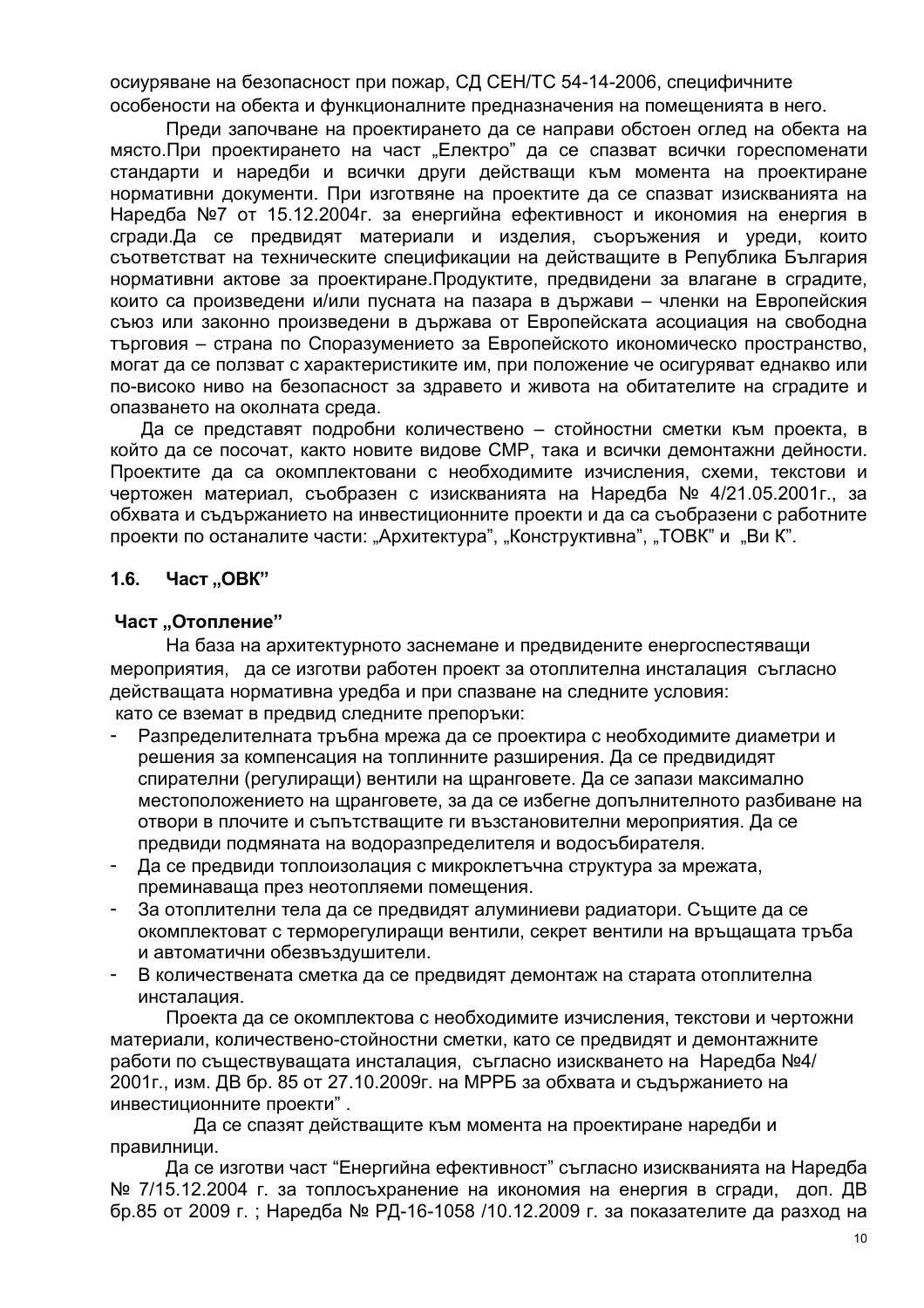осиуряване на безопасност при пожар, СД СЕН/ТС 54-14-2006, специфичните особености на обекта и функционалните предназначения на помещенията в него.

Преди започване на проектирането да се направи обстоен оглед на обекта на място.При проектирането на част „Електро" да се спазват всички гореспоменати стандарти и наредби и всички други действащи към момента на проектиране нормативни документи. При изготвяне на проектите да се спазват изискванията на Наредба №7 от 15.12.2004г. за енергийна ефективност и икономия на енергия в сгради.Да се предвидят материали и изделия, съоръжения и уреди, които съответстват на техническите спецификации на действащите в Република България нормативни актове за проектиране.Продуктите, предвидени за влагане в сградите, които са произведени и/или пусната на пазара в държави – членки на Европейския съюз или законно произведени в държава от Европейската асоциация на свободна търговия – страна по Споразумението за Европейското икономическо пространство, могат да се ползват с характеристиките им, при положение че осигуряват еднакво или по-високо ниво на безопасност за здравето и живота на обитателите на сградите и опазването на околната среда.

Да се представят подробни количествено – стойностни сметки към проекта, в който да се посочат, както новите видове СМР, така и всички демонтажни дейности. Проектите да са окомплектовани с необходимите изчисления, схеми, текстови и чертожен материал, съобразен с изискванията на Наредба № 4/21.05.2001г., за обхвата и съдържанието на инвестиционните проекти и да са съобразени с работните проекти по останалите части: „Архитектура", „Конструктивна", „ТОВК" и „Ви К".

## 1.6. Част „ОВК"

### Част „Отопление"

На база на архитектурното заснемане и предвидените енергоспестяващи мероприятия, да се изготви работен проект за отоплителна инсталация съгласно действащата нормативна уредба и при спазване на следните условия:
като се вземат в предвид следните препоръки:

- Разпределителната тръбна мрежа да се проектира с необходимите диаметри и решения за компенсация на топлинните разширения. Да се предвидидят спирателни (регулиращи) вентили на щранговете. Да се запази максимално местоположението на щранговете, за да се избегне допълнителното разбиване на отвори в плочите и съпътстващите ги възстановителни мероприятия. Да се предвиди подмяната на водоразпределителя и водосъбирателя.
- Да се предвиди топлоизолация с микроклетъчна структура за мрежата, преминаваща през неотопляеми помещения.
- За отоплителни тела да се предвидят алуминиеви радиатори. Същите да се окомплектоват с терморегулиращи вентили, секрет вентили на връщащата тръба и автоматични обезвъздушители.
- В количествената сметка да се предвидят демонтаж на старата отоплителна инсталация.

Проекта да се окомплектова с необходимите изчисления, текстови и чертожни материали, количествено-стойностни сметки, като се предвидят и демонтажните работи по съществуващата инсталация, съгласно изискването на Наредба №4/ 2001г., изм. ДВ бр. 85 от 27.10.2009г. на МРРБ за обхвата и съдържанието на инвестиционните проекти" .

Да се спазят действащите към момента на проектиране наредби и правилници.

Да се изготви част "Енергийна ефективност" съгласно изискванията на Наредба № 7/15.12.2004 г. за топлосъхранение на икономия на енергия в сгради, доп. ДВ бр.85 от 2009 г. ; Наредба № РД-16-1058 /10.12.2009 г. за показателите да разход на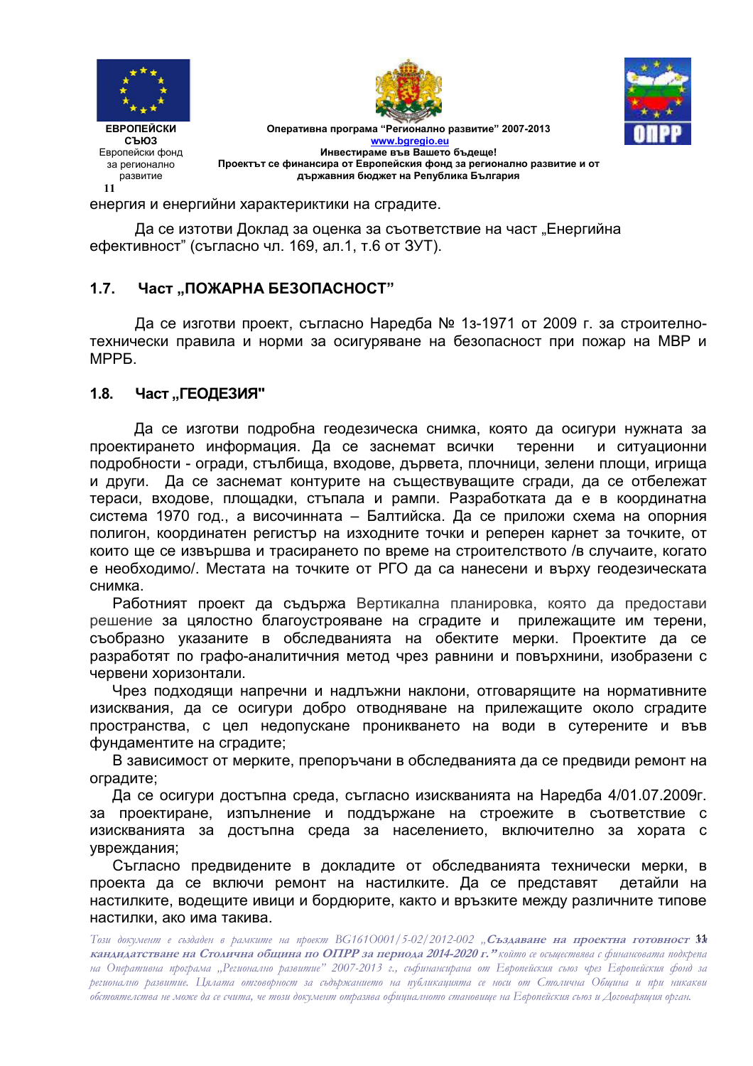енергия и енергийни характериктики на сградите.

Да се изготви Доклад за оценка за съответствие на част „Енергийна ефективност" (съгласно чл. 169, ал.1, т.6 от ЗУТ).

### 1.7. Част „ПОЖАРНА БЕЗОПАСНОСТ"

Да се изготви проект, съгласно Наредба № 1з-1971 от 2009 г. за строително-технически правила и норми за осигуряване на безопасност при пожар на МВР и МРРБ.

### 1.8. Част „ГЕОДЕЗИЯ"

Да се изготви подробна геодезическа снимка, която да осигури нужната за проектирането информация. Да се заснемат всички теренни и ситуационни подробности - огради, стълбища, входове, дървета, плочници, зелени площи, игрища и други. Да се заснемат контурите на съществуващите сгради, да се отбележат тераси, входове, площадки, стъпала и рампи. Разработката да е в координатна система 1970 год., а височинната – Балтийска. Да се приложи схема на опорния полигон, координатен регистър на изходните точки и реперен карнет за точките, от които ще се извършва и трасирането по време на строителството /в случаите, когато е необходимо/. Местата на точките от РГО да са нанесени и върху геодезическата снимка.

Работният проект да съдържа Вертикална планировка, която да предостави решение за цялостно благоустрояване на сградите и прилежащите им терени, съобразно указаните в обследванията на обектите мерки. Проектите да се разработят по графо-аналитичния метод чрез равнини и повърхнини, изобразени с червени хоризонтали.

Чрез подходящи напречни и надлъжни наклони, отговарящите на нормативните изисквания, да се осигури добро отводняване на прилежащите около сградите пространства, с цел недопускане проникването на води в сутерените и във фундаментите на сградите;

В зависимост от мерките, препоръчани в обследванията да се предвиди ремонт на оградите;

Да се осигури достъпна среда, съгласно изискванията на Наредба 4/01.07.2009г. за проектиране, изпълнение и поддържане на строежите в съответствие с изискванията за достъпна среда за населението, включително за хората с увреждания;

Съгласно предвидените в докладите от обследванията технически мерки, в проекта да се включи ремонт на настилките. Да се представят детайли на настилките, водещите ивици и бордюрите, както и връзките между различните типове настилки, ако има такива.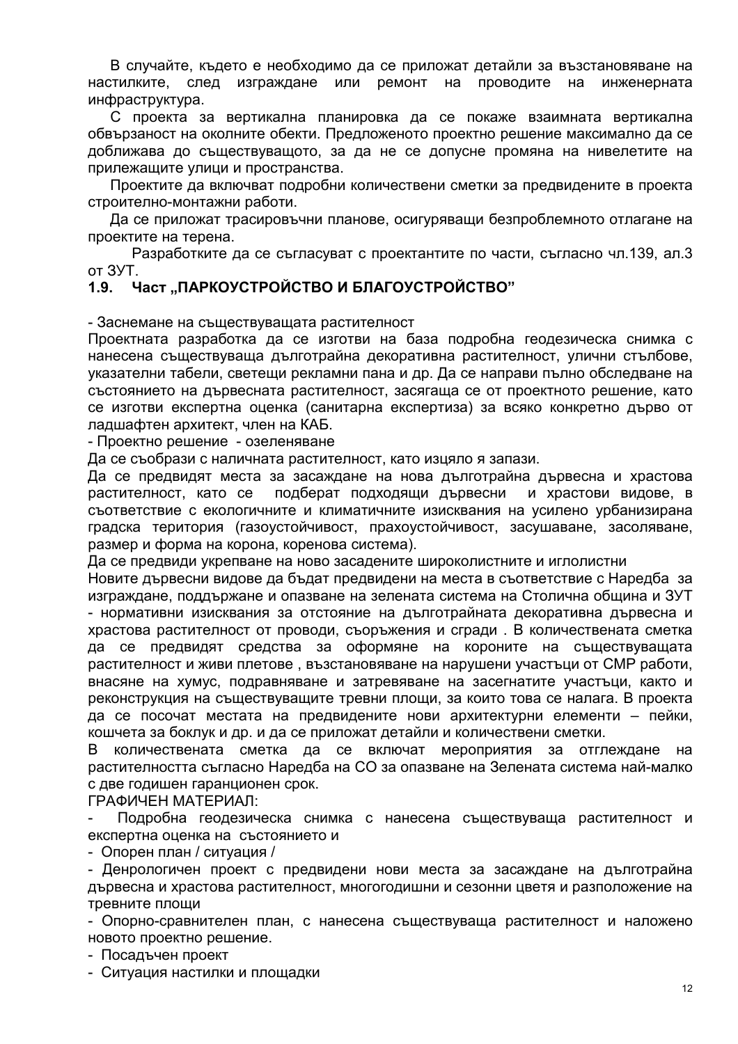В случайте, където е необходимо да се приложат детайли за възстановяване на настилките, след изграждане или ремонт на проводите на инженерната инфраструктура.

С проекта за вертикална планировка да се покаже взаимната вертикална обвързаност на околните обекти. Предложеното проектно решение максимално да се доближава до съществуващото, за да не се допусне промяна на нивелетите на прилежащите улици и пространства.

Проектите да включват подробни количествени сметки за предвидените в проекта строително-монтажни работи.

Да се приложат трасировъчни планове, осигуряващи безпроблемното отлагане на проектите на терена.

Разработките да се съгласуват с проектантите по части, съгласно чл.139, ал.3 от ЗУТ.

### 1.9. Част „ПАРКОУСТРОЙСТВО И БЛАГОУСТРОЙСТВО”

- Заснемане на съществуващата растителност

Проектната разработка да се изготви на база подробна геодезическа снимка с нанесена съществуваща дълготрайна декоративна растителност, улични стълбове, указателни табели, светещи рекламни пана и др. Да се направи пълно обследване на състоянието на дървесната растителност, засягаща се от проектното решение, като се изготви експертна оценка (санитарна експертиза) за всяко конкретно дърво от ладшафтен архитект, член на КАБ.

- Проектно решение - озеленяване

Да се съобрази с наличната растителност, като изцяло я запази.

Да се предвидят места за засаждане на нова дълготрайна дървесна и храстова растителност, като се подберат подходящи дървесни и храстови видове, в съответствие с екологичните и климатичните изисквания на усилено урбанизирана градска територия (газоустойчивост, прахоустойчивост, засушаване, засоляване, размер и форма на корона, коренова система).

Да се предвиди укрепване на ново засадените широколистните и иглолистни

Новите дървесни видове да бъдат предвидени на места в съответствие с Наредба за изграждане, поддържане и опазване на зелената система на Столична община и ЗУТ - нормативни изисквания за отстояние на дълготрайната декоративна дървесна и храстова растителност от проводи, съоръжения и сгради . В количествената сметка да се предвидят средства за оформяне на короните на съществуващата растителност и живи плетове , възстановяване на нарушени участъци от СМР работи, внасяне на хумус, подравняване и затревяване на засегнатите участъци, както и реконструкция на съществуващите тревни площи, за които това се налага. В проекта да се посочат местата на предвидените нови архитектурни елементи – пейки, кошчета за боклук и др. и да се приложат детайли и количествени сметки.

В количествената сметка да се включат мероприятия за отглеждане на растителността съгласно Наредба на СО за опазване на Зелената система най-малко с две годишен гаранционен срок.

ГРАФИЧЕН МАТЕРИАЛ:

- Подробна геодезическа снимка с нанесена съществуваща растителност и експертна оценка на състоянието и
- Опорен план / ситуация /
- Денрологичен проект с предвидени нови места за засаждане на дълготрайна дървесна и храстова растителност, многогодишни и сезонни цветя и разположение на тревните площи
- Опорно-сравнителен план, с нанесена съществуваща растителност и наложено новото проектно решение.
- Посадъчен проект
- Ситуация настилки и площадки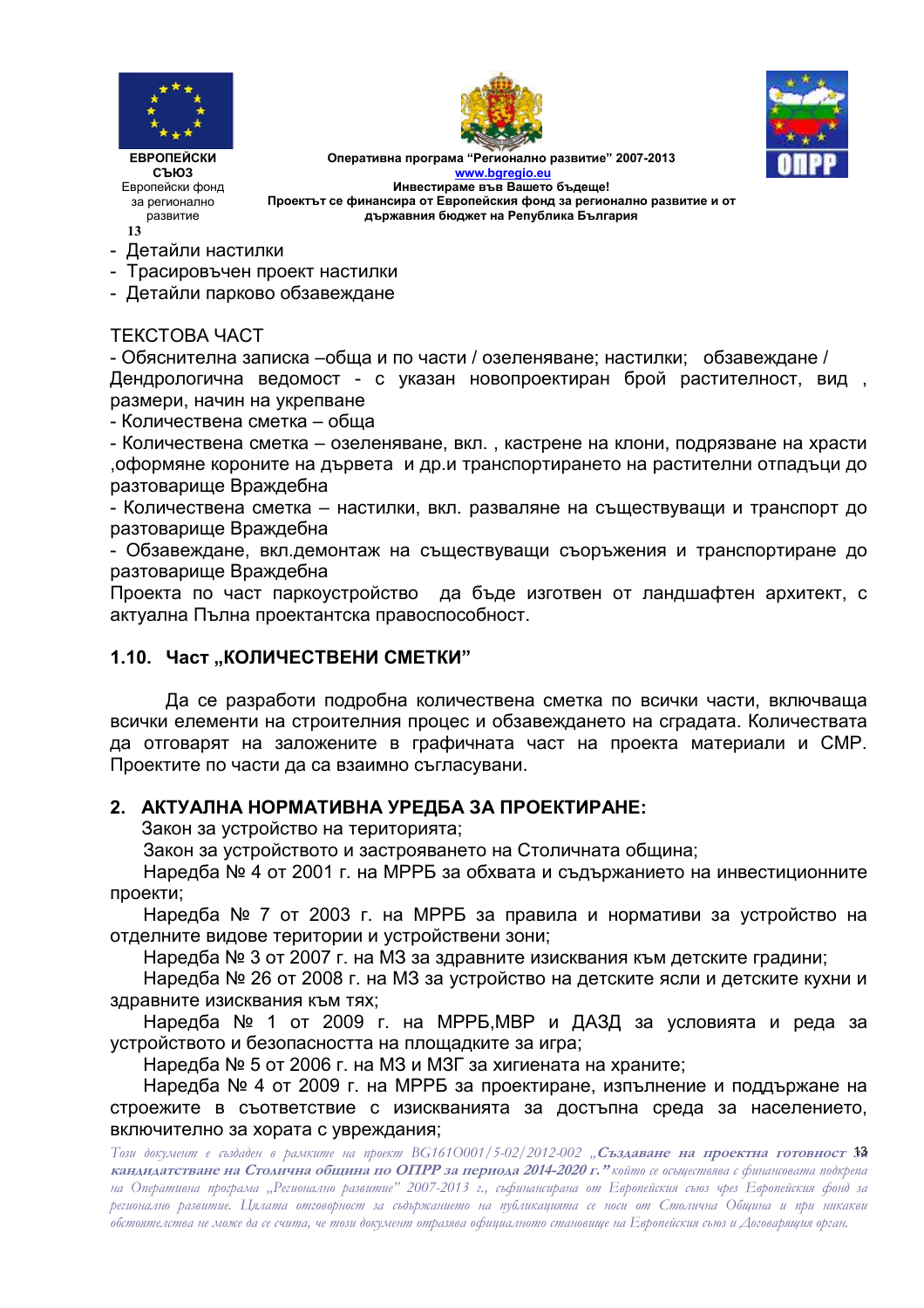- Детайли настилки
- Трасировъчен проект настилки
- Детайли парково обзавеждане

ТЕКСТОВА ЧАСТ

- Обяснителна записка –обща и по части / озеленяване; настилки; обзавеждане / Дендрологична ведомост - с указан новопроектиран брой растителност, вид , размери, начин на укрепване
- Количествена сметка – обща
- Количествена сметка – озеленяване, вкл. , кастрене на клони, подрязване на храсти ,оформяне короните на дървета и др.и транспортирането на растителни отпадъци до разтоварище Враждебна
- Количествена сметка – настилки, вкл. разваляне на съществуващи и транспорт до разтоварище Враждебна
- Обзавеждане, вкл.демонтаж на съществуващи съоръжения и транспортиране до разтоварище Враждебна

Проекта по част паркоустройство да бъде изготвен от ландшафтен архитект, с актуална Пълна проектантска правоспособност.

### 1.10. Част „КОЛИЧЕСТВЕНИ СМЕТКИ"

Да се разработи подробна количествена сметка по всички части, включваща всички елементи на строителния процес и обзавеждането на сградата. Количествата да отговарят на заложените в графичната част на проекта материали и СМР. Проектите по части да са взаимно съгласувани.

## 2. АКТУАЛНА НОРМАТИВНА УРЕДБА ЗА ПРОЕКТИРАНЕ:

Закон за устройство на територията;

Закон за устройството и застрояването на Столичната община;

Наредба № 4 от 2001 г. на МРРБ за обхвата и съдържанието на инвестиционните проекти;

Наредба № 7 от 2003 г. на МРРБ за правила и нормативи за устройство на отделните видове територии и устройствени зони;

Наредба № 3 от 2007 г. на МЗ за здравните изисквания към детските градини;

Наредба № 26 от 2008 г. на МЗ за устройство на детските ясли и детските кухни и здравните изисквания към тях;

Наредба № 1 от 2009 г. на МРРБ,МВР и ДАЗД за условията и реда за устройството и безопасността на площадките за игра;

Наредба № 5 от 2006 г. на МЗ и МЗГ за хигиената на храните;

Наредба № 4 от 2009 г. на МРРБ за проектиране, изпълнение и поддържане на строежите в съответствие с изискванията за достъпна среда за населението, включително за хората с увреждания;

*Този документ е създаден в рамките на проект BG161O001/5-02/2012-002 „**Създаване на проектна готовност за кандидатстване на Столична община по ОПРР за периода 2014-2020 г.**" който се осъществява с финансовата подкрепа на Оперативна програма „Регионално развитие" 2007-2013 г., съфинансирана от Европейския съюз чрез Европейския фонд за регионално развитие. Цялата отговорност за съдържанието на публикацията се носи от Столична Община и при никакви обстоятелства не може да се счита, че този документ отразява официалното становище на Европейския съюз и Договарящия орган.*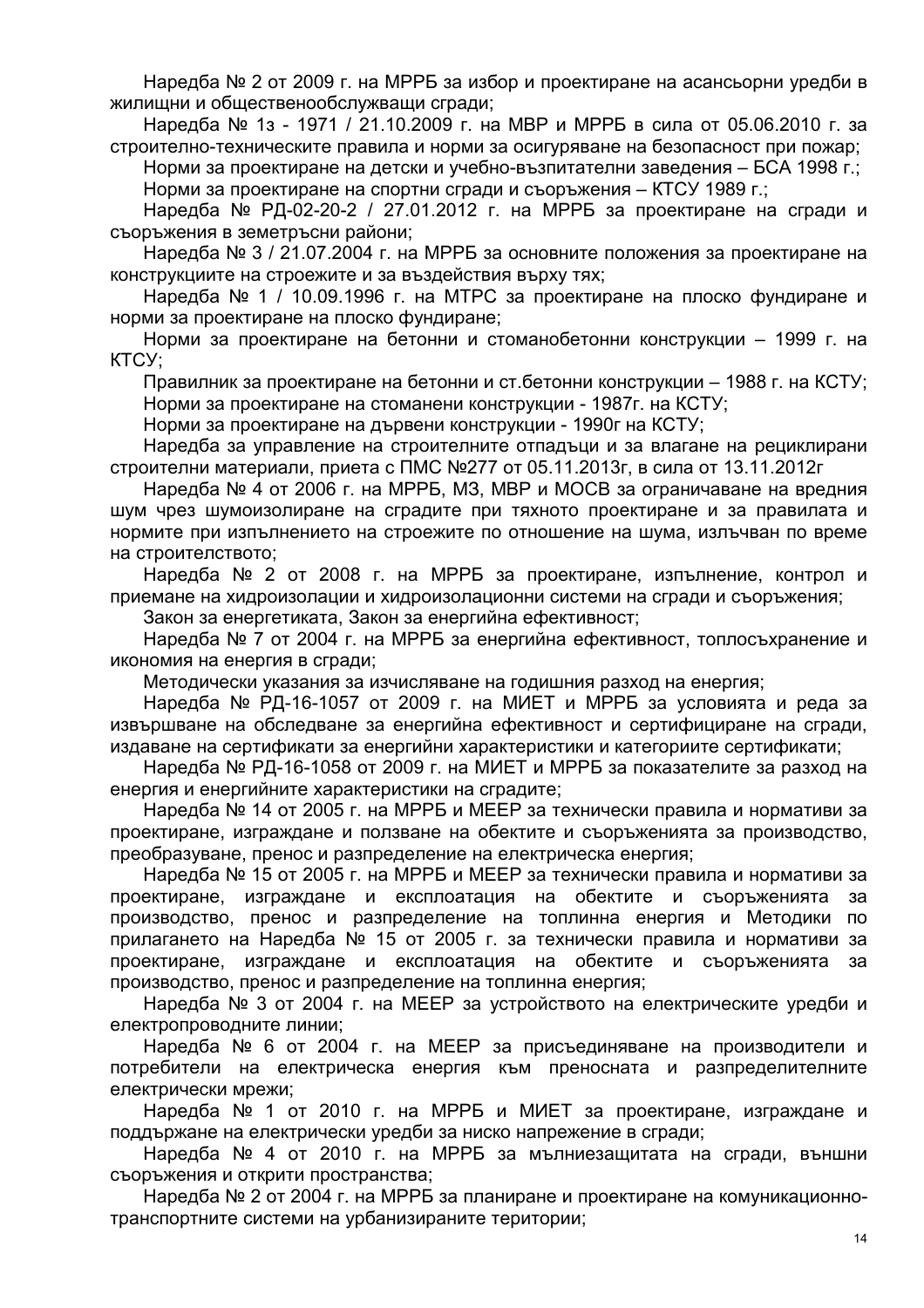Наредба № 2 от 2009 г. на МРРБ за избор и проектиране на асансьорни уредби в жилищни и общественообслужващи сгради;

Наредба № 1з - 1971 / 21.10.2009 г. на МВР и МРРБ в сила от 05.06.2010 г. за строително-техническите правила и норми за осигуряване на безопасност при пожар;

Норми за проектиране на детски и учебно-възпитателни заведения – БСА 1998 г.;

Норми за проектиране на спортни сгради и съоръжения – КТСУ 1989 г.;

Наредба № РД-02-20-2 / 27.01.2012 г. на МРРБ за проектиране на сгради и съоръжения в земетръсни райони;

Наредба № 3 / 21.07.2004 г. на МРРБ за основните положения за проектиране на конструкциите на строежите и за въздействия върху тях;

Наредба № 1 / 10.09.1996 г. на МТРС за проектиране на плоско фундиране и норми за проектиране на плоско фундиране;

Норми за проектиране на бетонни и стоманобетонни конструкции – 1999 г. на КТСУ;

Правилник за проектиране на бетонни и ст.бетонни конструкции – 1988 г. на КСТУ;

Норми за проектиране на стоманени конструкции - 1987г. на КСТУ;

Норми за проектиране на дървени конструкции - 1990г на КСТУ;

Наредба за управление на строителните отпадъци и за влагане на рециклирани строителни материали, приета с ПМС №277 от 05.11.2013г, в сила от 13.11.2012г

Наредба № 4 от 2006 г. на МРРБ, МЗ, МВР и МОСВ за ограничаване на вредния шум чрез шумоизолиране на сградите при тяхното проектиране и за правилата и нормите при изпълнението на строежите по отношение на шума, излъчван по време на строителството;

Наредба № 2 от 2008 г. на МРРБ за проектиране, изпълнение, контрол и приемане на хидроизолации и хидроизолационни системи на сгради и съоръжения;

Закон за енергетиката, Закон за енергийна ефективност;

Наредба № 7 от 2004 г. на МРРБ за енергийна ефективност, топлосъхранение и икономия на енергия в сгради;

Методически указания за изчисляване на годишния разход на енергия;

Наредба № РД-16-1057 от 2009 г. на МИЕТ и МРРБ за условията и реда за извършване на обследване за енергийна ефективност и сертифициране на сгради, издаване на сертификати за енергийни характеристики и категориите сертификати;

Наредба № РД-16-1058 от 2009 г. на МИЕТ и МРРБ за показателите за разход на енергия и енергийните характеристики на сградите;

Наредба № 14 от 2005 г. на МРРБ и МЕЕР за технически правила и нормативи за проектиране, изграждане и ползване на обектите и съоръженията за производство, преобразуване, пренос и разпределение на електрическа енергия;

Наредба № 15 от 2005 г. на МРРБ и МЕЕР за технически правила и нормативи за проектиране, изграждане и експлоатация на обектите и съоръженията за производство, пренос и разпределение на топлинна енергия и Методики по прилагането на Наредба № 15 от 2005 г. за технически правила и нормативи за проектиране, изграждане и експлоатация на обектите и съоръженията за производство, пренос и разпределение на топлинна енергия;

Наредба № 3 от 2004 г. на МЕЕР за устройството на електрическите уредби и електропроводните линии;

Наредба № 6 от 2004 г. на МЕЕР за присъединяване на производители и потребители на електрическа енергия към преносната и разпределителните електрически мрежи;

Наредба № 1 от 2010 г. на МРРБ и МИЕТ за проектиране, изграждане и поддържане на електрически уредби за ниско напрежение в сгради;

Наредба № 4 от 2010 г. на МРРБ за мълниезащитата на сгради, външни съоръжения и открити пространства;

Наредба № 2 от 2004 г. на МРРБ за планиране и проектиране на комуникационно-транспортните системи на урбанизираните територии;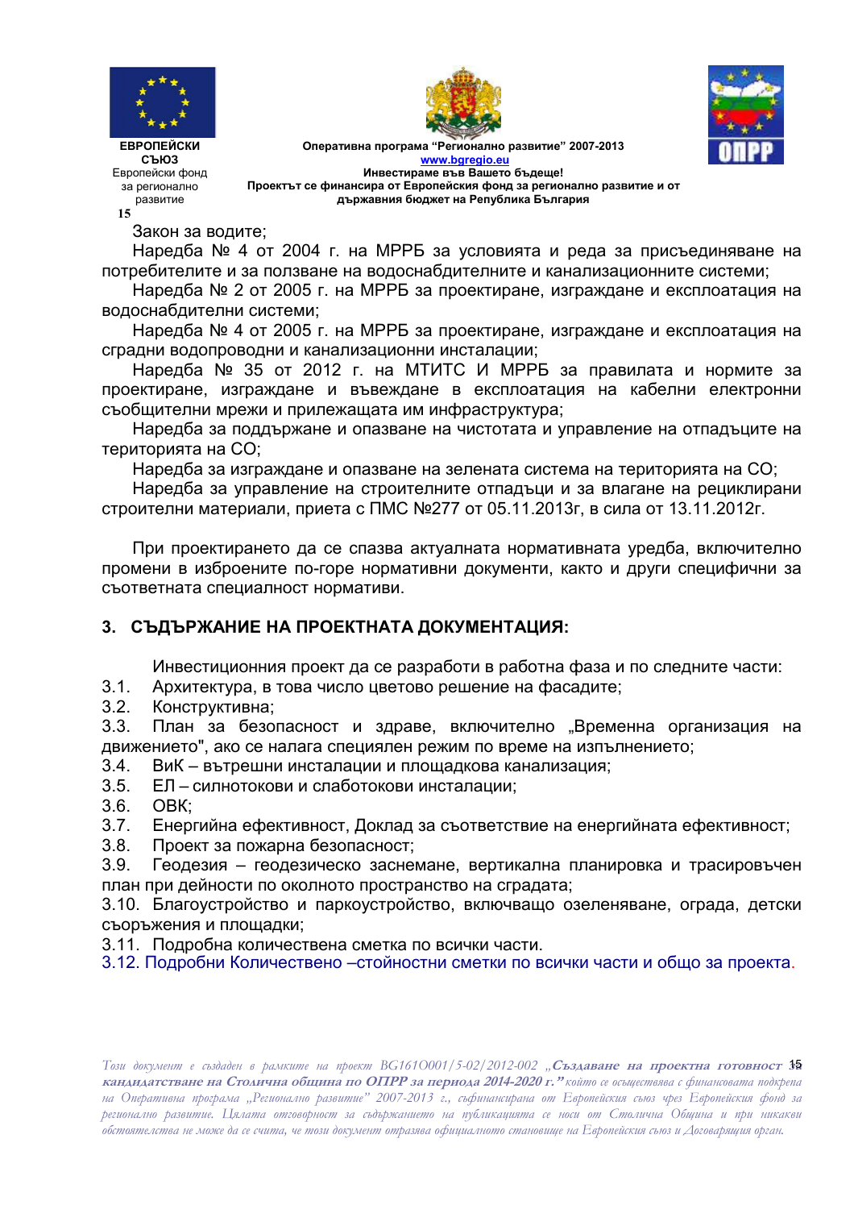Закон за водите;

Наредба № 4 от 2004 г. на МРРБ за условията и реда за присъединяване на потребителите и за ползване на водоснабдителните и канализационните системи;

Наредба № 2 от 2005 г. на МРРБ за проектиране, изграждане и експлоатация на водоснабдителни системи;

Наредба № 4 от 2005 г. на МРРБ за проектиране, изграждане и експлоатация на сградни водопроводни и канализационни инсталации;

Наредба № 35 от 2012 г. на МТИТС И МРРБ за правилата и нормите за проектиране, изграждане и въвеждане в експлоатация на кабелни електронни съобщителни мрежи и прилежащата им инфраструктура;

Наредба за поддържане и опазване на чистотата и управление на отпадъците на територията на СО;

Наредба за изграждане и опазване на зелената система на територията на СО;

Наредба за управление на строителните отпадъци и за влагане на рециклирани строителни материали, приета с ПМС №277 от 05.11.2013г, в сила от 13.11.2012г.

При проектирането да се спазва актуалната нормативната уредба, включително промени в изброените по-горе нормативни документи, както и други специфични за съответната специалност нормативи.

## 3. СЪДЪРЖАНИЕ НА ПРОЕКТНАТА ДОКУМЕНТАЦИЯ:

Инвестиционния проект да се разработи в работна фаза и по следните части:

3.1. Архитектура, в това число цветово решение на фасадите;

3.2. Конструктивна;

3.3. План за безопасност и здраве, включително „Временна организация на движението", ако се налага специален режим по време на изпълнението;

3.4. ВиК – вътрешни инсталации и площадкова канализация;

3.5. ЕЛ – силнотокови и слаботокови инсталации;

3.6. ОВК;

3.7. Енергийна ефективност, Доклад за съответствие на енергийната ефективност;

3.8. Проект за пожарна безопасност;

3.9. Геодезия – геодезическо заснемане, вертикална планировка и трасировъчен план при дейности по околното пространство на сградата;

3.10. Благоустройство и паркоустройство, включващо озеленяване, ограда, детски съоръжения и площадки;

3.11. Подробна количествена сметка по всички части.

3.12. Подробни Количествено –стойностни сметки по всички части и общо за проекта.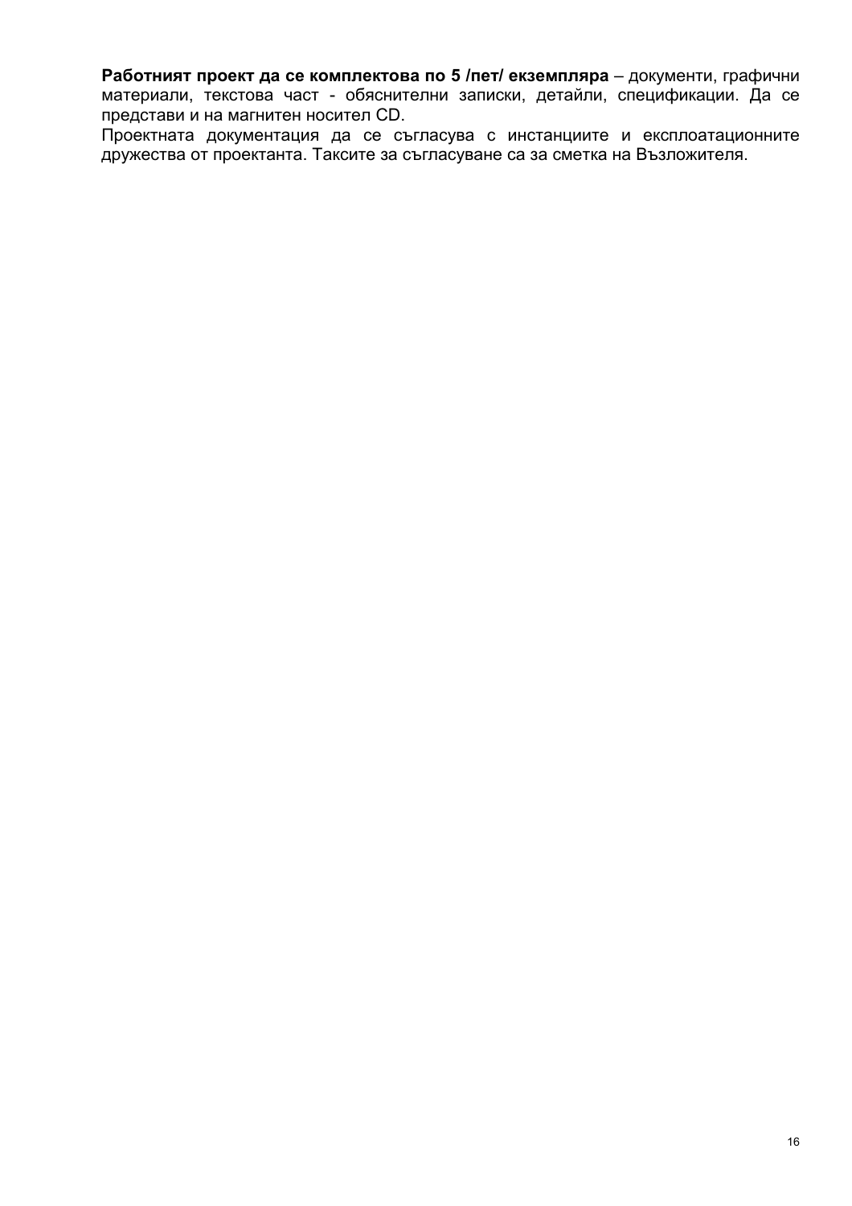**Работният проект да се комплектова по 5 /пет/ екземпляра** – документи, графични материали, текстова част - обяснителни записки, детайли, спецификации. Да се представи и на магнитен носител CD.

Проектната документация да се съгласува с инстанциите и експлоатационните дружества от проектанта. Таксите за съгласуване са за сметка на Възложителя.